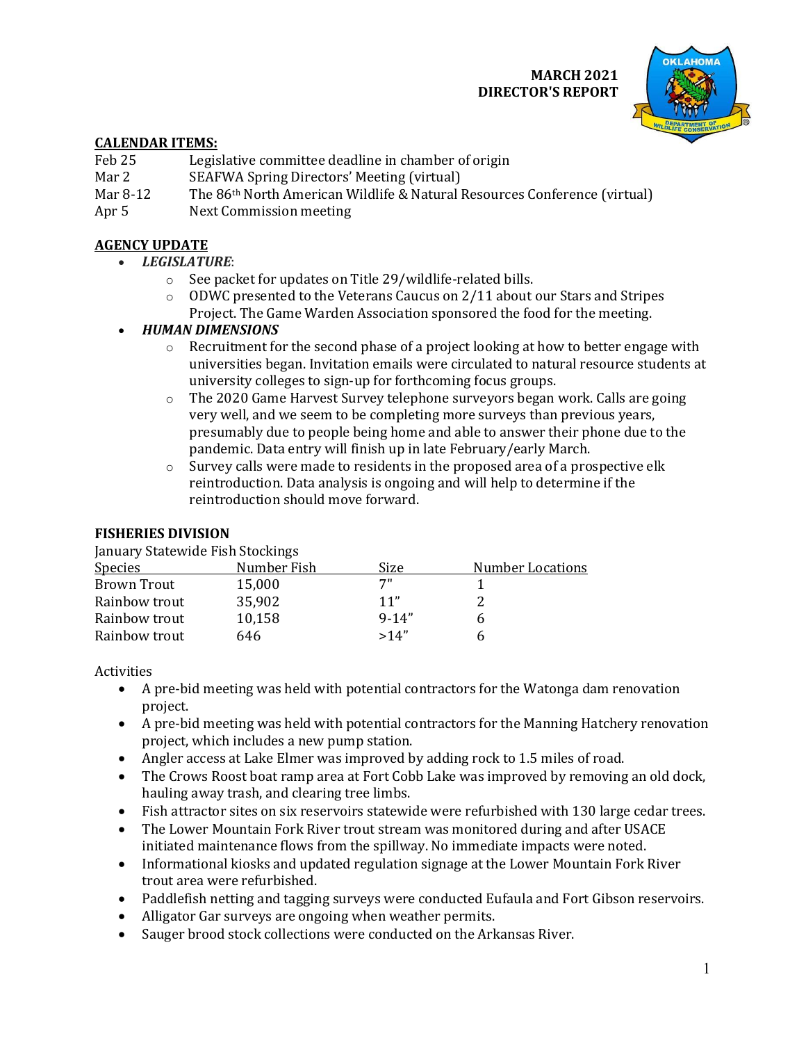# MARCH 2021
# DIRECTOR'S REPORT

## CALENDAR ITEMS:

| | |
|---|---|
| Feb 25 | Legislative committee deadline in chamber of origin |
| Mar 2 | SEAFWA Spring Directors' Meeting (virtual) |
| Mar 8-12 | The 86th North American Wildlife & Natural Resources Conference (virtual) |
| Apr 5 | Next Commission meeting |

## AGENCY UPDATE

- ***LEGISLATURE***:
  - See packet for updates on Title 29/wildlife-related bills.
  - ODWC presented to the Veterans Caucus on 2/11 about our Stars and Stripes Project. The Game Warden Association sponsored the food for the meeting.
- ***HUMAN DIMENSIONS***
  - Recruitment for the second phase of a project looking at how to better engage with universities began. Invitation emails were circulated to natural resource students at university colleges to sign-up for forthcoming focus groups.
  - The 2020 Game Harvest Survey telephone surveyors began work. Calls are going very well, and we seem to be completing more surveys than previous years, presumably due to people being home and able to answer their phone due to the pandemic. Data entry will finish up in late February/early March.
  - Survey calls were made to residents in the proposed area of a prospective elk reintroduction. Data analysis is ongoing and will help to determine if the reintroduction should move forward.

## FISHERIES DIVISION

January Statewide Fish Stockings

| Species | Number Fish | Size | Number Locations |
|---|---|---|---|
| Brown Trout | 15,000 | 7" | 1 |
| Rainbow trout | 35,902 | 11" | 2 |
| Rainbow trout | 10,158 | 9-14" | 6 |
| Rainbow trout | 646 | >14" | 6 |

Activities

- A pre-bid meeting was held with potential contractors for the Watonga dam renovation project.
- A pre-bid meeting was held with potential contractors for the Manning Hatchery renovation project, which includes a new pump station.
- Angler access at Lake Elmer was improved by adding rock to 1.5 miles of road.
- The Crows Roost boat ramp area at Fort Cobb Lake was improved by removing an old dock, hauling away trash, and clearing tree limbs.
- Fish attractor sites on six reservoirs statewide were refurbished with 130 large cedar trees.
- The Lower Mountain Fork River trout stream was monitored during and after USACE initiated maintenance flows from the spillway. No immediate impacts were noted.
- Informational kiosks and updated regulation signage at the Lower Mountain Fork River trout area were refurbished.
- Paddlefish netting and tagging surveys were conducted Eufaula and Fort Gibson reservoirs.
- Alligator Gar surveys are ongoing when weather permits.
- Sauger brood stock collections were conducted on the Arkansas River.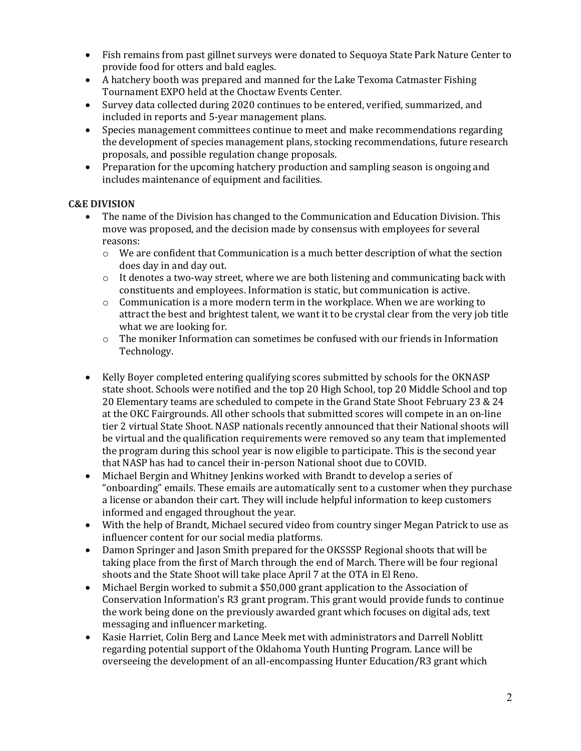- Fish remains from past gillnet surveys were donated to Sequoya State Park Nature Center to provide food for otters and bald eagles.
- A hatchery booth was prepared and manned for the Lake Texoma Catmaster Fishing Tournament EXPO held at the Choctaw Events Center.
- Survey data collected during 2020 continues to be entered, verified, summarized, and included in reports and 5-year management plans.
- Species management committees continue to meet and make recommendations regarding the development of species management plans, stocking recommendations, future research proposals, and possible regulation change proposals.
- Preparation for the upcoming hatchery production and sampling season is ongoing and includes maintenance of equipment and facilities.

**C&E DIVISION**

- The name of the Division has changed to the Communication and Education Division. This move was proposed, and the decision made by consensus with employees for several reasons:
  - We are confident that Communication is a much better description of what the section does day in and day out.
  - It denotes a two-way street, where we are both listening and communicating back with constituents and employees. Information is static, but communication is active.
  - Communication is a more modern term in the workplace. When we are working to attract the best and brightest talent, we want it to be crystal clear from the very job title what we are looking for.
  - The moniker Information can sometimes be confused with our friends in Information Technology.

- Kelly Boyer completed entering qualifying scores submitted by schools for the OKNASP state shoot. Schools were notified and the top 20 High School, top 20 Middle School and top 20 Elementary teams are scheduled to compete in the Grand State Shoot February 23 & 24 at the OKC Fairgrounds. All other schools that submitted scores will compete in an on-line tier 2 virtual State Shoot. NASP nationals recently announced that their National shoots will be virtual and the qualification requirements were removed so any team that implemented the program during this school year is now eligible to participate. This is the second year that NASP has had to cancel their in-person National shoot due to COVID.
- Michael Bergin and Whitney Jenkins worked with Brandt to develop a series of "onboarding" emails. These emails are automatically sent to a customer when they purchase a license or abandon their cart. They will include helpful information to keep customers informed and engaged throughout the year.
- With the help of Brandt, Michael secured video from country singer Megan Patrick to use as influencer content for our social media platforms.
- Damon Springer and Jason Smith prepared for the OKSSSP Regional shoots that will be taking place from the first of March through the end of March. There will be four regional shoots and the State Shoot will take place April 7 at the OTA in El Reno.
- Michael Bergin worked to submit a $50,000 grant application to the Association of Conservation Information's R3 grant program. This grant would provide funds to continue the work being done on the previously awarded grant which focuses on digital ads, text messaging and influencer marketing.
- Kasie Harriet, Colin Berg and Lance Meek met with administrators and Darrell Noblitt regarding potential support of the Oklahoma Youth Hunting Program. Lance will be overseeing the development of an all-encompassing Hunter Education/R3 grant which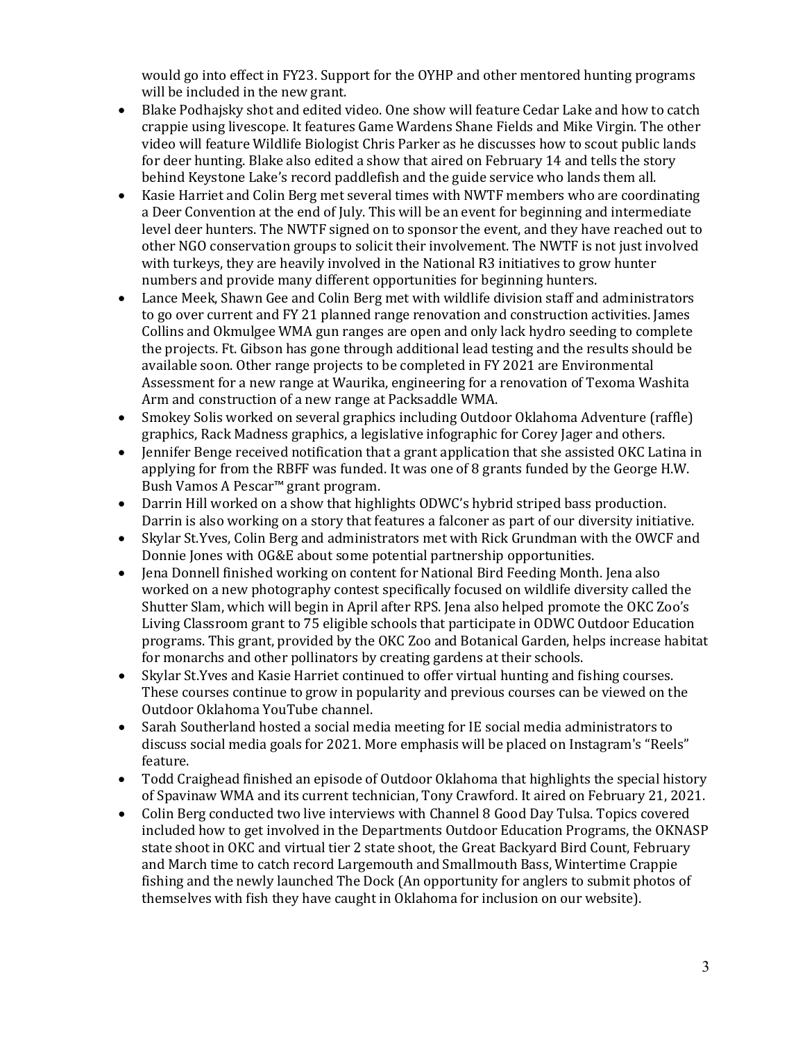would go into effect in FY23. Support for the OYHP and other mentored hunting programs will be included in the new grant.

- Blake Podhajsky shot and edited video. One show will feature Cedar Lake and how to catch crappie using livescope. It features Game Wardens Shane Fields and Mike Virgin. The other video will feature Wildlife Biologist Chris Parker as he discusses how to scout public lands for deer hunting. Blake also edited a show that aired on February 14 and tells the story behind Keystone Lake's record paddlefish and the guide service who lands them all.
- Kasie Harriet and Colin Berg met several times with NWTF members who are coordinating a Deer Convention at the end of July. This will be an event for beginning and intermediate level deer hunters. The NWTF signed on to sponsor the event, and they have reached out to other NGO conservation groups to solicit their involvement. The NWTF is not just involved with turkeys, they are heavily involved in the National R3 initiatives to grow hunter numbers and provide many different opportunities for beginning hunters.
- Lance Meek, Shawn Gee and Colin Berg met with wildlife division staff and administrators to go over current and FY 21 planned range renovation and construction activities. James Collins and Okmulgee WMA gun ranges are open and only lack hydro seeding to complete the projects. Ft. Gibson has gone through additional lead testing and the results should be available soon. Other range projects to be completed in FY 2021 are Environmental Assessment for a new range at Waurika, engineering for a renovation of Texoma Washita Arm and construction of a new range at Packsaddle WMA.
- Smokey Solis worked on several graphics including Outdoor Oklahoma Adventure (raffle) graphics, Rack Madness graphics, a legislative infographic for Corey Jager and others.
- Jennifer Benge received notification that a grant application that she assisted OKC Latina in applying for from the RBFF was funded. It was one of 8 grants funded by the George H.W. Bush Vamos A Pescar™ grant program.
- Darrin Hill worked on a show that highlights ODWC's hybrid striped bass production. Darrin is also working on a story that features a falconer as part of our diversity initiative.
- Skylar St.Yves, Colin Berg and administrators met with Rick Grundman with the OWCF and Donnie Jones with OG&E about some potential partnership opportunities.
- Jena Donnell finished working on content for National Bird Feeding Month. Jena also worked on a new photography contest specifically focused on wildlife diversity called the Shutter Slam, which will begin in April after RPS. Jena also helped promote the OKC Zoo's Living Classroom grant to 75 eligible schools that participate in ODWC Outdoor Education programs. This grant, provided by the OKC Zoo and Botanical Garden, helps increase habitat for monarchs and other pollinators by creating gardens at their schools.
- Skylar St.Yves and Kasie Harriet continued to offer virtual hunting and fishing courses. These courses continue to grow in popularity and previous courses can be viewed on the Outdoor Oklahoma YouTube channel.
- Sarah Southerland hosted a social media meeting for IE social media administrators to discuss social media goals for 2021. More emphasis will be placed on Instagram's "Reels" feature.
- Todd Craighead finished an episode of Outdoor Oklahoma that highlights the special history of Spavinaw WMA and its current technician, Tony Crawford. It aired on February 21, 2021.
- Colin Berg conducted two live interviews with Channel 8 Good Day Tulsa. Topics covered included how to get involved in the Departments Outdoor Education Programs, the OKNASP state shoot in OKC and virtual tier 2 state shoot, the Great Backyard Bird Count, February and March time to catch record Largemouth and Smallmouth Bass, Wintertime Crappie fishing and the newly launched The Dock (An opportunity for anglers to submit photos of themselves with fish they have caught in Oklahoma for inclusion on our website).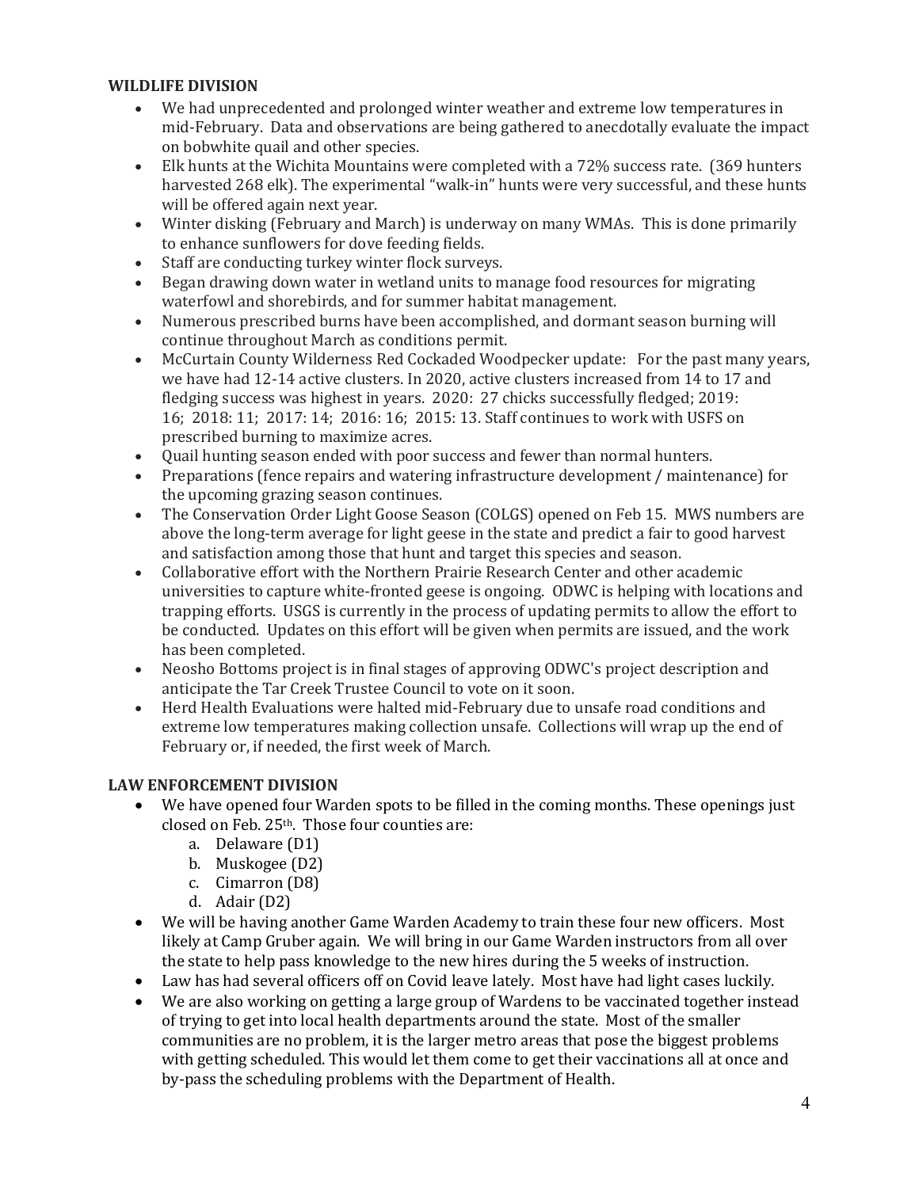**WILDLIFE DIVISION**

- We had unprecedented and prolonged winter weather and extreme low temperatures in mid-February. Data and observations are being gathered to anecdotally evaluate the impact on bobwhite quail and other species.
- Elk hunts at the Wichita Mountains were completed with a 72% success rate. (369 hunters harvested 268 elk). The experimental "walk-in" hunts were very successful, and these hunts will be offered again next year.
- Winter disking (February and March) is underway on many WMAs. This is done primarily to enhance sunflowers for dove feeding fields.
- Staff are conducting turkey winter flock surveys.
- Began drawing down water in wetland units to manage food resources for migrating waterfowl and shorebirds, and for summer habitat management.
- Numerous prescribed burns have been accomplished, and dormant season burning will continue throughout March as conditions permit.
- McCurtain County Wilderness Red Cockaded Woodpecker update: For the past many years, we have had 12-14 active clusters. In 2020, active clusters increased from 14 to 17 and fledging success was highest in years. 2020: 27 chicks successfully fledged; 2019: 16; 2018: 11; 2017: 14; 2016: 16; 2015: 13. Staff continues to work with USFS on prescribed burning to maximize acres.
- Quail hunting season ended with poor success and fewer than normal hunters.
- Preparations (fence repairs and watering infrastructure development / maintenance) for the upcoming grazing season continues.
- The Conservation Order Light Goose Season (COLGS) opened on Feb 15. MWS numbers are above the long-term average for light geese in the state and predict a fair to good harvest and satisfaction among those that hunt and target this species and season.
- Collaborative effort with the Northern Prairie Research Center and other academic universities to capture white-fronted geese is ongoing. ODWC is helping with locations and trapping efforts. USGS is currently in the process of updating permits to allow the effort to be conducted. Updates on this effort will be given when permits are issued, and the work has been completed.
- Neosho Bottoms project is in final stages of approving ODWC's project description and anticipate the Tar Creek Trustee Council to vote on it soon.
- Herd Health Evaluations were halted mid-February due to unsafe road conditions and extreme low temperatures making collection unsafe. Collections will wrap up the end of February or, if needed, the first week of March.

**LAW ENFORCEMENT DIVISION**

- We have opened four Warden spots to be filled in the coming months. These openings just closed on Feb. 25th. Those four counties are:
  a. Delaware (D1)
  b. Muskogee (D2)
  c. Cimarron (D8)
  d. Adair (D2)
- We will be having another Game Warden Academy to train these four new officers. Most likely at Camp Gruber again. We will bring in our Game Warden instructors from all over the state to help pass knowledge to the new hires during the 5 weeks of instruction.
- Law has had several officers off on Covid leave lately. Most have had light cases luckily.
- We are also working on getting a large group of Wardens to be vaccinated together instead of trying to get into local health departments around the state. Most of the smaller communities are no problem, it is the larger metro areas that pose the biggest problems with getting scheduled. This would let them come to get their vaccinations all at once and by-pass the scheduling problems with the Department of Health.